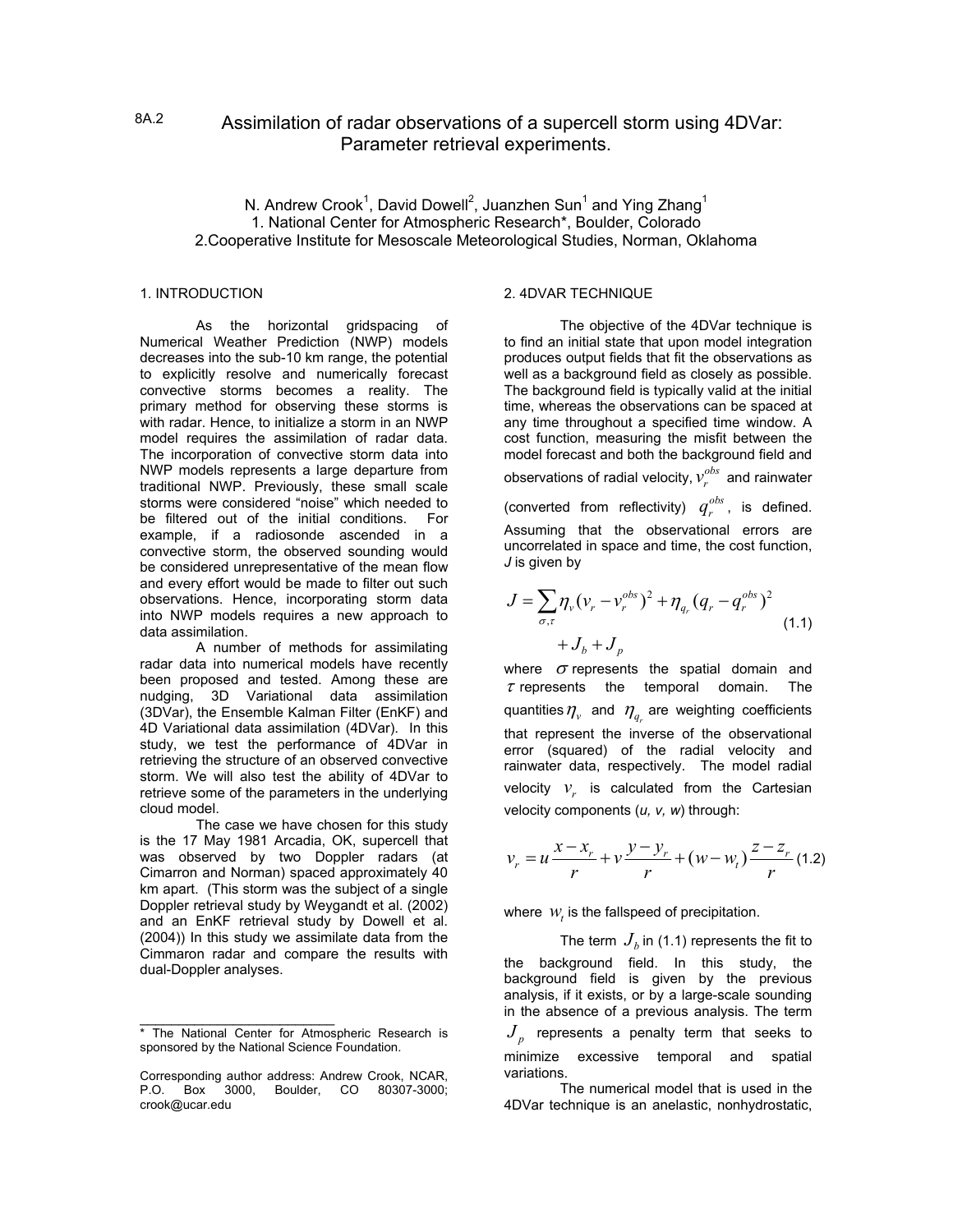8A.2

# Assimilation of radar observations of a supercell storm using 4DVar: Parameter retrieval experiments.

N. Andrew Crook[1], David Dowell[2], Juanzhen Sun[1] and Ying Zhang[1]
1. National Center for Atmospheric Research*, Boulder, Colorado
2. Cooperative Institute for Mesoscale Meteorological Studies, Norman, Oklahoma

## 1. INTRODUCTION

As the horizontal gridspacing of Numerical Weather Prediction (NWP) models decreases into the sub-10 km range, the potential to explicitly resolve and numerically forecast convective storms becomes a reality. The primary method for observing these storms is with radar. Hence, to initialize a storm in an NWP model requires the assimilation of radar data. The incorporation of convective storm data into NWP models represents a large departure from traditional NWP. Previously, these small scale storms were considered "noise" which needed to be filtered out of the initial conditions. For example, if a radiosonde ascended in a convective storm, the observed sounding would be considered unrepresentative of the mean flow and every effort would be made to filter out such observations. Hence, incorporating storm data into NWP models requires a new approach to data assimilation.

A number of methods for assimilating radar data into numerical models have recently been proposed and tested. Among these are nudging, 3D Variational data assimilation (3DVar), the Ensemble Kalman Filter (EnKF) and 4D Variational data assimilation (4DVar). In this study, we test the performance of 4DVar in retrieving the structure of an observed convective storm. We will also test the ability of 4DVar to retrieve some of the parameters in the underlying cloud model.

The case we have chosen for this study is the 17 May 1981 Arcadia, OK, supercell that was observed by two Doppler radars (at Cimarron and Norman) spaced approximately 40 km apart. (This storm was the subject of a single Doppler retrieval study by Weygandt et al. (2002) and an EnKF retrieval study by Dowell et al. (2004)) In this study we assimilate data from the Cimmaron radar and compare the results with dual-Doppler analyses.

---

\* The National Center for Atmospheric Research is sponsored by the National Science Foundation.

Corresponding author address: Andrew Crook, NCAR, P.O. Box 3000, Boulder, CO 80307-3000; crook@ucar.edu

## 2. 4DVAR TECHNIQUE

The objective of the 4DVar technique is to find an initial state that upon model integration produces output fields that fit the observations as well as a background field as closely as possible. The background field is typically valid at the initial time, whereas the observations can be spaced at any time throughout a specified time window. A cost function, measuring the misfit between the model forecast and both the background field and observations of radial velocity, $v_r^{obs}$ and rainwater (converted from reflectivity) $q_r^{obs}$, is defined. Assuming that the observational errors are uncorrelated in space and time, the cost function, *J* is given by

$$J = \sum_{\sigma,\tau} \eta_v (v_r - v_r^{obs})^2 + \eta_{q_r} (q_r - q_r^{obs})^2 + J_b + J_p \tag{1.1}$$

where $\sigma$ represents the spatial domain and $\tau$ represents the temporal domain. The quantities $\eta_v$ and $\eta_{q_r}$ are weighting coefficients that represent the inverse of the observational error (squared) of the radial velocity and rainwater data, respectively. The model radial velocity $v_r$ is calculated from the Cartesian velocity components (*u, v, w*) through:

$$v_r = u\frac{x - x_r}{r} + v\frac{y - y_r}{r} + (w - w_t)\frac{z - z_r}{r} \tag{1.2}$$

where $w_t$ is the fallspeed of precipitation.

The term $J_b$ in (1.1) represents the fit to the background field. In this study, the background field is given by the previous analysis, if it exists, or by a large-scale sounding in the absence of a previous analysis. The term $J_p$ represents a penalty term that seeks to minimize excessive temporal and spatial variations.

The numerical model that is used in the 4DVar technique is an anelastic, nonhydrostatic,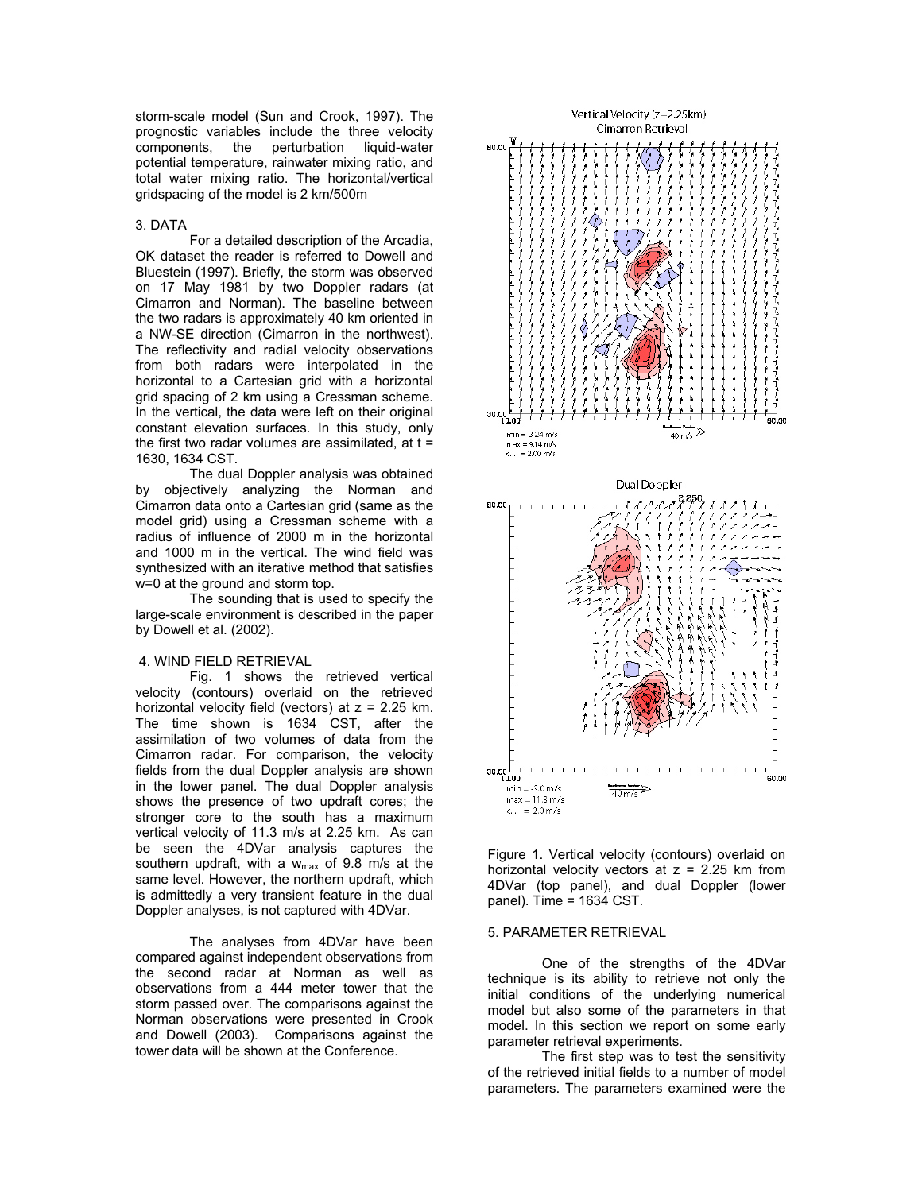storm-scale model (Sun and Crook, 1997). The prognostic variables include the three velocity components, the perturbation liquid-water potential temperature, rainwater mixing ratio, and total water mixing ratio. The horizontal/vertical gridspacing of the model is 2 km/500m

## 3. DATA

For a detailed description of the Arcadia, OK dataset the reader is referred to Dowell and Bluestein (1997). Briefly, the storm was observed on 17 May 1981 by two Doppler radars (at Cimarron and Norman). The baseline between the two radars is approximately 40 km oriented in a NW-SE direction (Cimarron in the northwest). The reflectivity and radial velocity observations from both radars were interpolated in the horizontal to a Cartesian grid with a horizontal grid spacing of 2 km using a Cressman scheme. In the vertical, the data were left on their original constant elevation surfaces. In this study, only the first two radar volumes are assimilated, at t = 1630, 1634 CST.

The dual Doppler analysis was obtained by objectively analyzing the Norman and Cimarron data onto a Cartesian grid (same as the model grid) using a Cressman scheme with a radius of influence of 2000 m in the horizontal and 1000 m in the vertical. The wind field was synthesized with an iterative method that satisfies w=0 at the ground and storm top.

The sounding that is used to specify the large-scale environment is described in the paper by Dowell et al. (2002).

## 4. WIND FIELD RETRIEVAL

Fig. 1 shows the retrieved vertical velocity (contours) overlaid on the retrieved horizontal velocity field (vectors) at z = 2.25 km. The time shown is 1634 CST, after the assimilation of two volumes of data from the Cimarron radar. For comparison, the velocity fields from the dual Doppler analysis are shown in the lower panel. The dual Doppler analysis shows the presence of two updraft cores; the stronger core to the south has a maximum vertical velocity of 11.3 m/s at 2.25 km. As can be seen the 4DVar analysis captures the southern updraft, with a $w_{max}$ of 9.8 m/s at the same level. However, the northern updraft, which is admittedly a very transient feature in the dual Doppler analyses, is not captured with 4DVar.

The analyses from 4DVar have been compared against independent observations from the second radar at Norman as well as observations from a 444 meter tower that the storm passed over. The comparisons against the Norman observations were presented in Crook and Dowell (2003). Comparisons against the tower data will be shown at the Conference.

Figure 1. Vertical velocity (contours) overlaid on horizontal velocity vectors at z = 2.25 km from 4DVar (top panel), and dual Doppler (lower panel). Time = 1634 CST.

## 5. PARAMETER RETRIEVAL

One of the strengths of the 4DVar technique is its ability to retrieve not only the initial conditions of the underlying numerical model but also some of the parameters in that model. In this section we report on some early parameter retrieval experiments.

The first step was to test the sensitivity of the retrieved initial fields to a number of model parameters. The parameters examined were the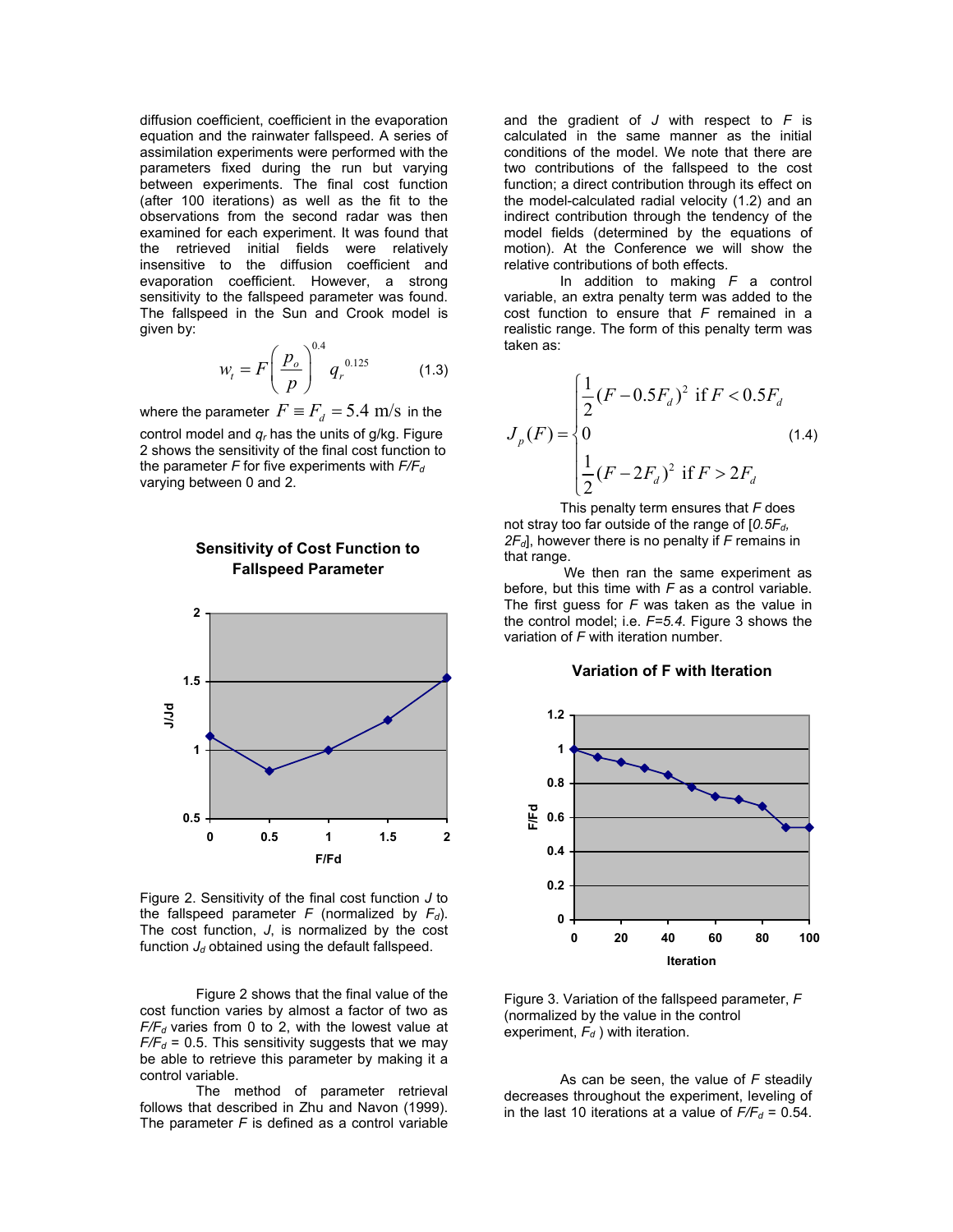diffusion coefficient, coefficient in the evaporation equation and the rainwater fallspeed. A series of assimilation experiments were performed with the parameters fixed during the run but varying between experiments. The final cost function (after 100 iterations) as well as the fit to the observations from the second radar was then examined for each experiment. It was found that the retrieved initial fields were relatively insensitive to the diffusion coefficient and evaporation coefficient. However, a strong sensitivity to the fallspeed parameter was found. The fallspeed in the Sun and Crook model is given by:

$$w_t = F\left(\frac{p_o}{p}\right)^{0.4} q_r^{\ 0.125} \qquad (1.3)$$

where the parameter $F \equiv F_d = 5.4$ m/s in the control model and $q_r$ has the units of g/kg. Figure 2 shows the sensitivity of the final cost function to the parameter $F$ for five experiments with $F/F_d$ varying between 0 and 2.

**Sensitivity of Cost Function to Fallspeed Parameter**

Figure 2. Sensitivity of the final cost function $J$ to the fallspeed parameter $F$ (normalized by $F_d$). The cost function, $J$, is normalized by the cost function $J_d$ obtained using the default fallspeed.

Figure 2 shows that the final value of the cost function varies by almost a factor of two as $F/F_d$ varies from 0 to 2, with the lowest value at $F/F_d$ = 0.5. This sensitivity suggests that we may be able to retrieve this parameter by making it a control variable.

The method of parameter retrieval follows that described in Zhu and Navon (1999). The parameter $F$ is defined as a control variable and the gradient of $J$ with respect to $F$ is calculated in the same manner as the initial conditions of the model. We note that there are two contributions of the fallspeed to the cost function; a direct contribution through its effect on the model-calculated radial velocity (1.2) and an indirect contribution through the tendency of the model fields (determined by the equations of motion). At the Conference we will show the relative contributions of both effects.

In addition to making $F$ a control variable, an extra penalty term was added to the cost function to ensure that $F$ remained in a realistic range. The form of this penalty term was taken as:

$$J_p(F) = \begin{cases} \frac{1}{2}(F - 0.5F_d)^2 \ \text{if}\ F < 0.5F_d \\ 0 \\ \frac{1}{2}(F - 2F_d)^2 \ \text{if}\ F > 2F_d \end{cases} \qquad (1.4)$$

This penalty term ensures that $F$ does not stray too far outside of the range of [$0.5F_d$, $2F_d$], however there is no penalty if $F$ remains in that range.

We then ran the same experiment as before, but this time with $F$ as a control variable. The first guess for $F$ was taken as the value in the control model; i.e. $F$=5.4. Figure 3 shows the variation of $F$ with iteration number.

**Variation of F with Iteration**

Figure 3. Variation of the fallspeed parameter, $F$ (normalized by the value in the control experiment, $F_d$ ) with iteration.

As can be seen, the value of $F$ steadily decreases throughout the experiment, leveling of in the last 10 iterations at a value of $F/F_d$ = 0.54.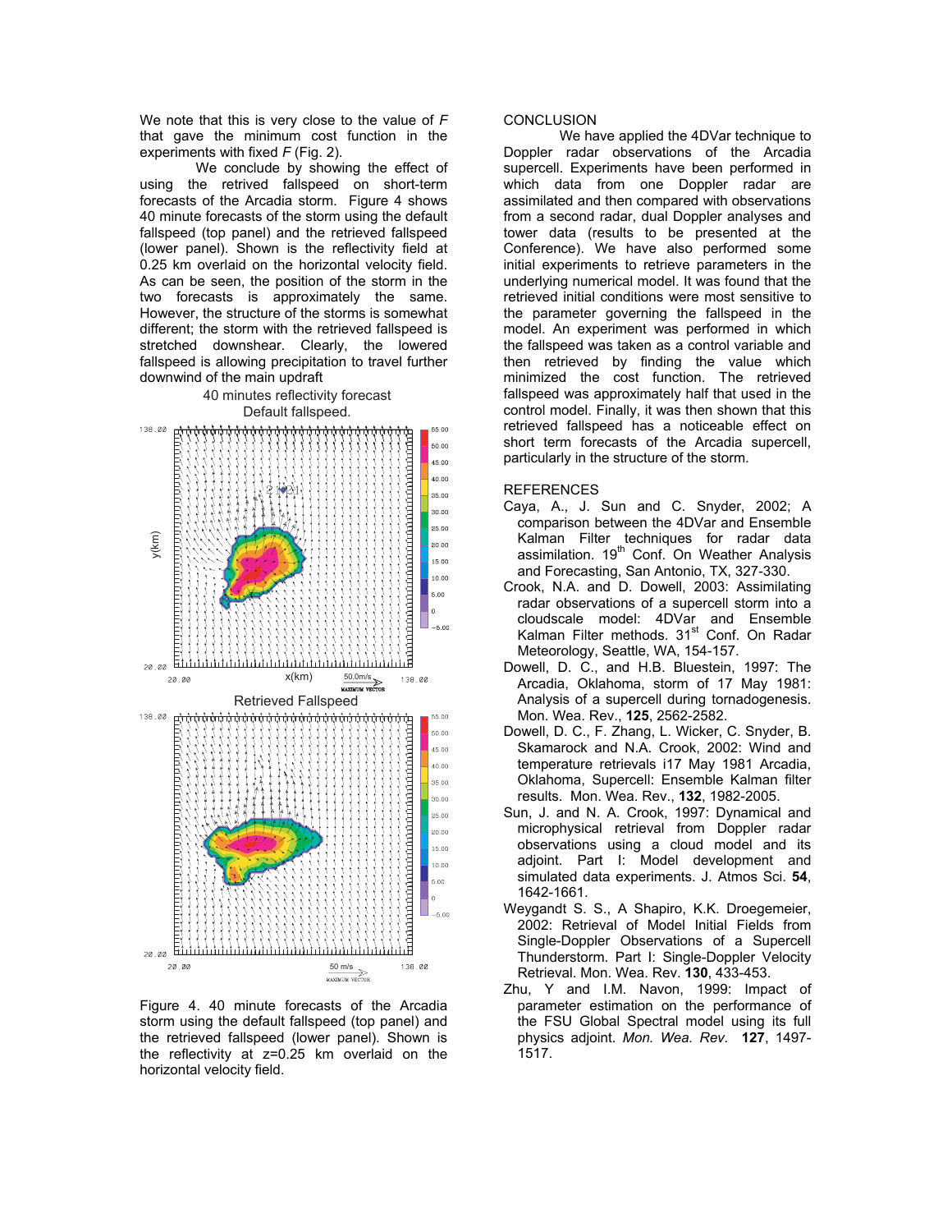We note that this is very close to the value of *F* that gave the minimum cost function in the experiments with fixed *F* (Fig. 2).

We conclude by showing the effect of using the retrived fallspeed on short-term forecasts of the Arcadia storm. Figure 4 shows 40 minute forecasts of the storm using the default fallspeed (top panel) and the retrieved fallspeed (lower panel). Shown is the reflectivity field at 0.25 km overlaid on the horizontal velocity field. As can be seen, the position of the storm in the two forecasts is approximately the same. However, the structure of the storms is somewhat different; the storm with the retrieved fallspeed is stretched downshear. Clearly, the lowered fallspeed is allowing precipitation to travel further downwind of the main updraft

40 minutes reflectivity forecast
Default fallspeed.

138.00
y(km)
20.00
20.00
x(km)
50.0m/s
MAXIMUM VECTOR
138.00
55.00
50.00
45.00
40.00
35.00
30.00
25.00
20.00
15.00
10.00
5.00
0
-5.00

Retrieved Fallspeed

138.00
20.00
20.00
50 m/s
MAXIMUM VECTOR
138.00
55.00
50.00
45.00
40.00
35.00
30.00
25.00
20.00
15.00
10.00
5.00
0
-5.00

Figure 4. 40 minute forecasts of the Arcadia storm using the default fallspeed (top panel) and the retrieved fallspeed (lower panel). Shown is the reflectivity at z=0.25 km overlaid on the horizontal velocity field.

## CONCLUSION

We have applied the 4DVar technique to Doppler radar observations of the Arcadia supercell. Experiments have been performed in which data from one Doppler radar are assimilated and then compared with observations from a second radar, dual Doppler analyses and tower data (results to be presented at the Conference). We have also performed some initial experiments to retrieve parameters in the underlying numerical model. It was found that the retrieved initial conditions were most sensitive to the parameter governing the fallspeed in the model. An experiment was performed in which the fallspeed was taken as a control variable and then retrieved by finding the value which minimized the cost function. The retrieved fallspeed was approximately half that used in the control model. Finally, it was then shown that this retrieved fallspeed has a noticeable effect on short term forecasts of the Arcadia supercell, particularly in the structure of the storm.

## REFERENCES

Caya, A., J. Sun and C. Snyder, 2002; A comparison between the 4DVar and Ensemble Kalman Filter techniques for radar data assimilation. 19th Conf. On Weather Analysis and Forecasting, San Antonio, TX, 327-330.

Crook, N.A. and D. Dowell, 2003: Assimilating radar observations of a supercell storm into a cloudscale model: 4DVar and Ensemble Kalman Filter methods. 31st Conf. On Radar Meteorology, Seattle, WA, 154-157.

Dowell, D. C., and H.B. Bluestein, 1997: The Arcadia, Oklahoma, storm of 17 May 1981: Analysis of a supercell during tornadogenesis. Mon. Wea. Rev., **125**, 2562-2582.

Dowell, D. C., F. Zhang, L. Wicker, C. Snyder, B. Skamarock and N.A. Crook, 2002: Wind and temperature retrievals i17 May 1981 Arcadia, Oklahoma, Supercell: Ensemble Kalman filter results. Mon. Wea. Rev., **132**, 1982-2005.

Sun, J. and N. A. Crook, 1997: Dynamical and microphysical retrieval from Doppler radar observations using a cloud model and its adjoint. Part I: Model development and simulated data experiments. J. Atmos Sci. **54**, 1642-1661.

Weygandt S. S., A Shapiro, K.K. Droegemeier, 2002: Retrieval of Model Initial Fields from Single-Doppler Observations of a Supercell Thunderstorm. Part I: Single-Doppler Velocity Retrieval. Mon. Wea. Rev. **130**, 433-453.

Zhu, Y and I.M. Navon, 1999: Impact of parameter estimation on the performance of the FSU Global Spectral model using its full physics adjoint. *Mon. Wea. Rev.* **127**, 1497-1517.